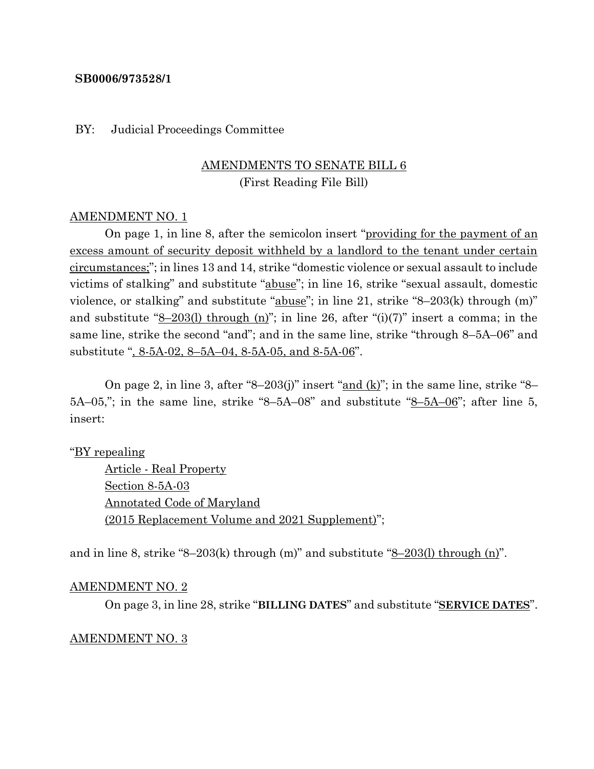**SB0006/973528/1**

BY: Judicial Proceedings Committee

AMENDMENTS TO SENATE BILL 6
(First Reading File Bill)

AMENDMENT NO. 1

On page 1, in line 8, after the semicolon insert "providing for the payment of an excess amount of security deposit withheld by a landlord to the tenant under certain circumstances;"; in lines 13 and 14, strike "domestic violence or sexual assault to include victims of stalking" and substitute "abuse"; in line 16, strike "sexual assault, domestic violence, or stalking" and substitute "abuse"; in line 21, strike "8–203(k) through (m)" and substitute "8–203(l) through (n)"; in line 26, after "(i)(7)" insert a comma; in the same line, strike the second "and"; and in the same line, strike "through 8–5A–06" and substitute ", 8-5A-02, 8–5A–04, 8-5A-05, and 8-5A-06".

On page 2, in line 3, after "8–203(j)" insert "and (k)"; in the same line, strike "8–5A–05,"; in the same line, strike "8–5A–08" and substitute "8–5A–06"; after line 5, insert:

"BY repealing
Article - Real Property
Section 8-5A-03
Annotated Code of Maryland
(2015 Replacement Volume and 2021 Supplement)";

and in line 8, strike "8–203(k) through (m)" and substitute "8–203(l) through (n)".

AMENDMENT NO. 2

On page 3, in line 28, strike "**BILLING DATES**" and substitute "**SERVICE DATES**".

AMENDMENT NO. 3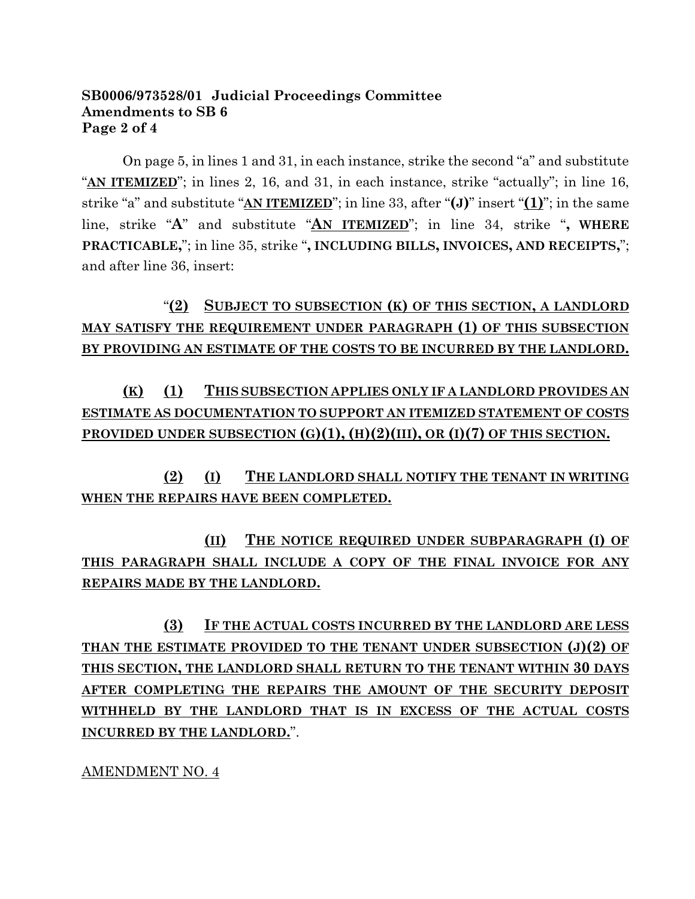On page 5, in lines 1 and 31, in each instance, strike the second "a" and substitute "**AN ITEMIZED**"; in lines 2, 16, and 31, in each instance, strike "actually"; in line 16, strike "a" and substitute "**AN ITEMIZED**"; in line 33, after "**(J)**" insert "**(1)**"; in the same line, strike "**A**" and substitute "**AN ITEMIZED**"; in line 34, strike "**, WHERE PRACTICABLE,**"; in line 35, strike "**, INCLUDING BILLS, INVOICES, AND RECEIPTS,**"; and after line 36, insert:

"**(2) SUBJECT TO SUBSECTION (K) OF THIS SECTION, A LANDLORD MAY SATISFY THE REQUIREMENT UNDER PARAGRAPH (1) OF THIS SUBSECTION BY PROVIDING AN ESTIMATE OF THE COSTS TO BE INCURRED BY THE LANDLORD.**

**(K) (1) THIS SUBSECTION APPLIES ONLY IF A LANDLORD PROVIDES AN ESTIMATE AS DOCUMENTATION TO SUPPORT AN ITEMIZED STATEMENT OF COSTS PROVIDED UNDER SUBSECTION (G)(1), (H)(2)(III), OR (I)(7) OF THIS SECTION.**

**(2) (I) THE LANDLORD SHALL NOTIFY THE TENANT IN WRITING WHEN THE REPAIRS HAVE BEEN COMPLETED.**

**(II) THE NOTICE REQUIRED UNDER SUBPARAGRAPH (I) OF THIS PARAGRAPH SHALL INCLUDE A COPY OF THE FINAL INVOICE FOR ANY REPAIRS MADE BY THE LANDLORD.**

**(3) IF THE ACTUAL COSTS INCURRED BY THE LANDLORD ARE LESS THAN THE ESTIMATE PROVIDED TO THE TENANT UNDER SUBSECTION (J)(2) OF THIS SECTION, THE LANDLORD SHALL RETURN TO THE TENANT WITHIN 30 DAYS AFTER COMPLETING THE REPAIRS THE AMOUNT OF THE SECURITY DEPOSIT WITHHELD BY THE LANDLORD THAT IS IN EXCESS OF THE ACTUAL COSTS INCURRED BY THE LANDLORD.**".

AMENDMENT NO. 4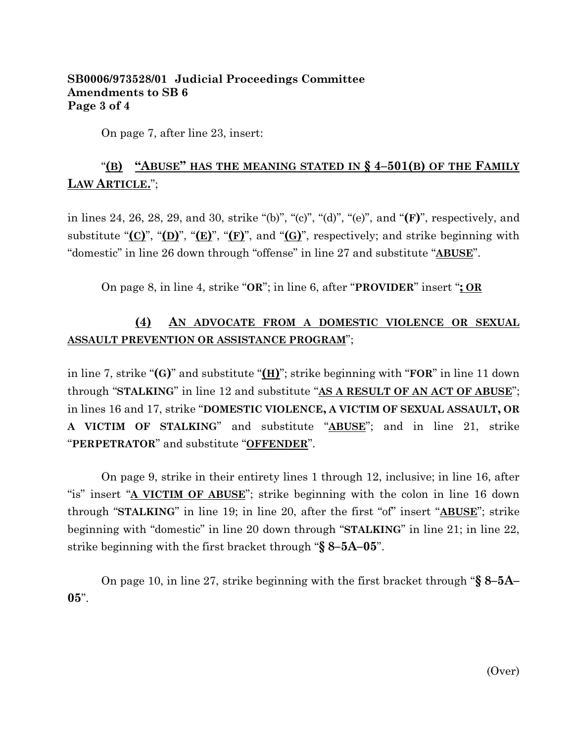**SB0006/973528/01 Judicial Proceedings Committee**
**Amendments to SB 6**

On page 7, after line 23, insert:

"<u>**(B) "ABUSE" HAS THE MEANING STATED IN § 4–501(B) OF THE FAMILY LAW ARTICLE.**</u>";

in lines 24, 26, 28, 29, and 30, strike "(b)", "(c)", "(d)", "(e)", and "**(F)**", respectively, and substitute "<u>**(C)**</u>", "<u>**(D)**</u>", "<u>**(E)**</u>", "<u>**(F)**</u>", and "<u>**(G)**</u>", respectively; and strike beginning with "domestic" in line 26 down through "offense" in line 27 and substitute "<u>**ABUSE**</u>".

On page 8, in line 4, strike "**OR**"; in line 6, after "**PROVIDER**" insert "<u>**; OR**</u>

<u>**(4) AN ADVOCATE FROM A DOMESTIC VIOLENCE OR SEXUAL ASSAULT PREVENTION OR ASSISTANCE PROGRAM**</u>";

in line 7, strike "**(G)**" and substitute "<u>**(H)**</u>"; strike beginning with "**FOR**" in line 11 down through "**STALKING**" in line 12 and substitute "<u>**AS A RESULT OF AN ACT OF ABUSE**</u>"; in lines 16 and 17, strike "**DOMESTIC VIOLENCE, A VICTIM OF SEXUAL ASSAULT, OR A VICTIM OF STALKING**" and substitute "<u>**ABUSE**</u>"; and in line 21, strike "**PERPETRATOR**" and substitute "<u>**OFFENDER**</u>".

On page 9, strike in their entirety lines 1 through 12, inclusive; in line 16, after "is" insert "<u>**A VICTIM OF ABUSE**</u>"; strike beginning with the colon in line 16 down through "**STALKING**" in line 19; in line 20, after the first "of" insert "<u>**ABUSE**</u>"; strike beginning with "domestic" in line 20 down through "**STALKING**" in line 21; in line 22, strike beginning with the first bracket through "**§ 8–5A–05**".

On page 10, in line 27, strike beginning with the first bracket through "**§ 8–5A–05**".

(Over)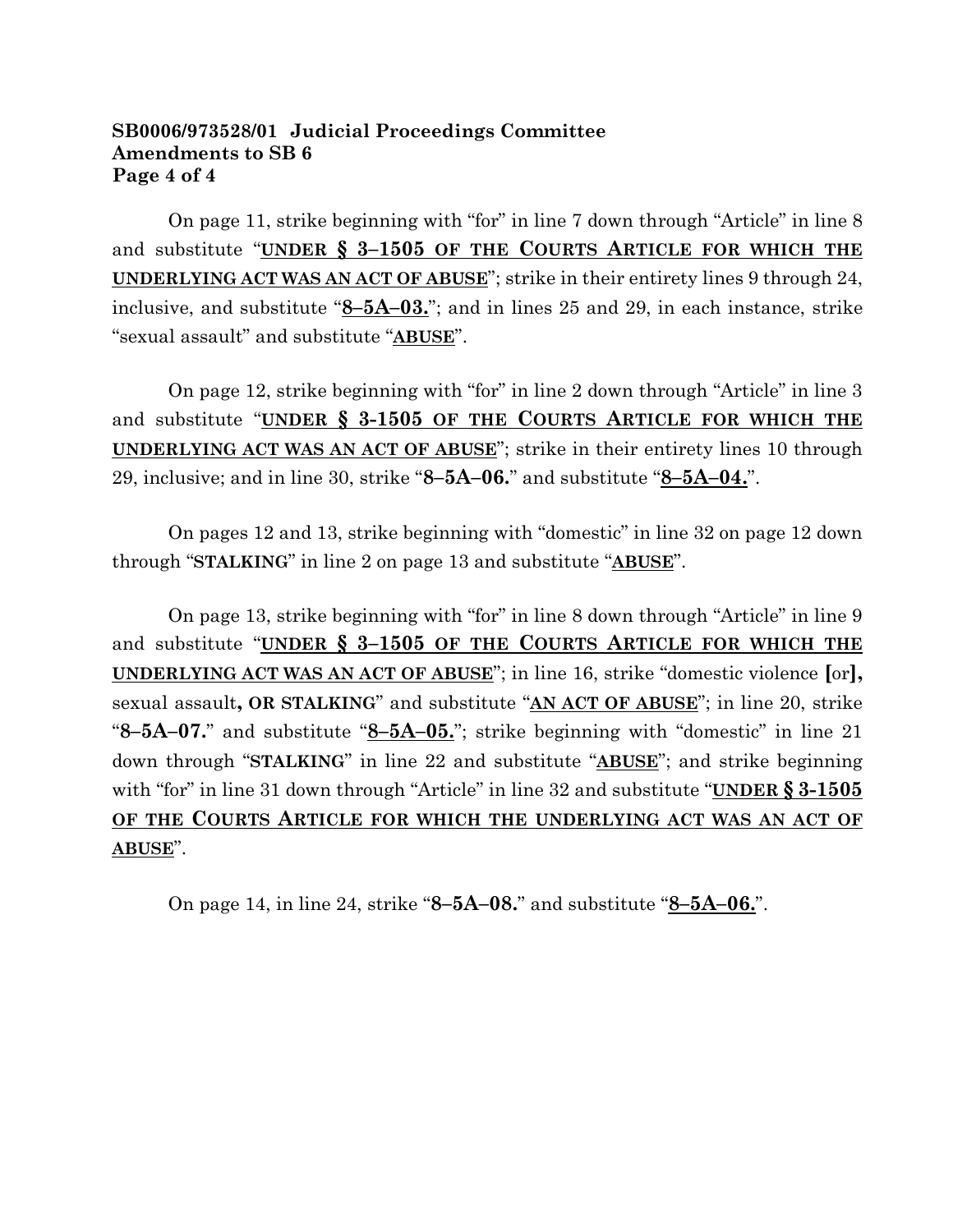**SB0006/973528/01 Judicial Proceedings Committee**
**Amendments to SB 6**
**Page 4 of 4**

On page 11, strike beginning with "for" in line 7 down through "Article" in line 8 and substitute "**UNDER § 3–1505 OF THE COURTS ARTICLE FOR WHICH THE UNDERLYING ACT WAS AN ACT OF ABUSE**"; strike in their entirety lines 9 through 24, inclusive, and substitute "**8–5A–03.**"; and in lines 25 and 29, in each instance, strike "sexual assault" and substitute "**ABUSE**".

On page 12, strike beginning with "for" in line 2 down through "Article" in line 3 and substitute "**UNDER § 3-1505 OF THE COURTS ARTICLE FOR WHICH THE UNDERLYING ACT WAS AN ACT OF ABUSE**"; strike in their entirety lines 10 through 29, inclusive; and in line 30, strike "**8–5A–06.**" and substitute "**8–5A–04.**".

On pages 12 and 13, strike beginning with "domestic" in line 32 on page 12 down through "**STALKING**" in line 2 on page 13 and substitute "**ABUSE**".

On page 13, strike beginning with "for" in line 8 down through "Article" in line 9 and substitute "**UNDER § 3–1505 OF THE COURTS ARTICLE FOR WHICH THE UNDERLYING ACT WAS AN ACT OF ABUSE**"; in line 16, strike "domestic violence **[**or**]**, sexual assault**, OR STALKING**" and substitute "**AN ACT OF ABUSE**"; in line 20, strike "**8–5A–07.**" and substitute "**8–5A–05.**"; strike beginning with "domestic" in line 21 down through "**STALKING**" in line 22 and substitute "**ABUSE**"; and strike beginning with "for" in line 31 down through "Article" in line 32 and substitute "**UNDER § 3-1505 OF THE COURTS ARTICLE FOR WHICH THE UNDERLYING ACT WAS AN ACT OF ABUSE**".

On page 14, in line 24, strike "**8–5A–08.**" and substitute "**8–5A–06.**".